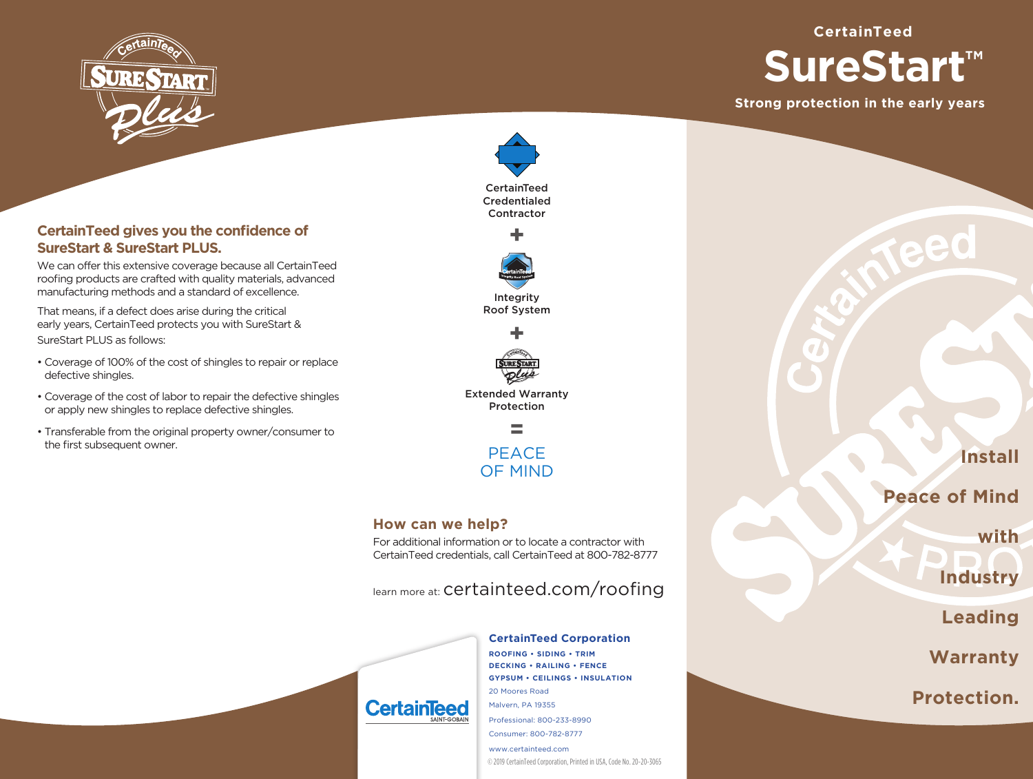## CertainTeed gives you the confidence of SureStart & SureStart PLUS.

We can offer this extensive coverage because all CertainTeed roofing products are crafted with quality materials, advanced manufacturing methods and a standard of excellence.

That means, if a defect does arise during the critical early years, CertainTeed protects you with SureStart & SureStart PLUS as follows:

- Coverage of 100% of the cost of shingles to repair or replace defective shingles.
- Coverage of the cost of labor to repair the defective shingles or apply new shingles to replace defective shingles.
- Transferable from the original property owner/consumer to the first subsequent owner.

CertainTeed Credentialed Contractor

+

Integrity Roof System

+

Extended Warranty Protection

=

PEACE OF MIND

## How can we help?

For additional information or to locate a contractor with CertainTeed credentials, call CertainTeed at 800-782-8777

learn more at: certainteed.com/roofing

**CertainTeed Corporation**

ROOFING • SIDING • TRIM
DECKING • RAILING • FENCE
GYPSUM • CEILINGS • INSULATION

20 Moores Road
Malvern, PA 19355
Professional: 800-233-8990
Consumer: 800-782-8777
www.certainteed.com

© 2019 CertainTeed Corporation, Printed in USA, Code No. 20-20-3065

# CertainTeed SureStart™

**Strong protection in the early years**

Install Peace of Mind with Industry Leading Warranty Protection.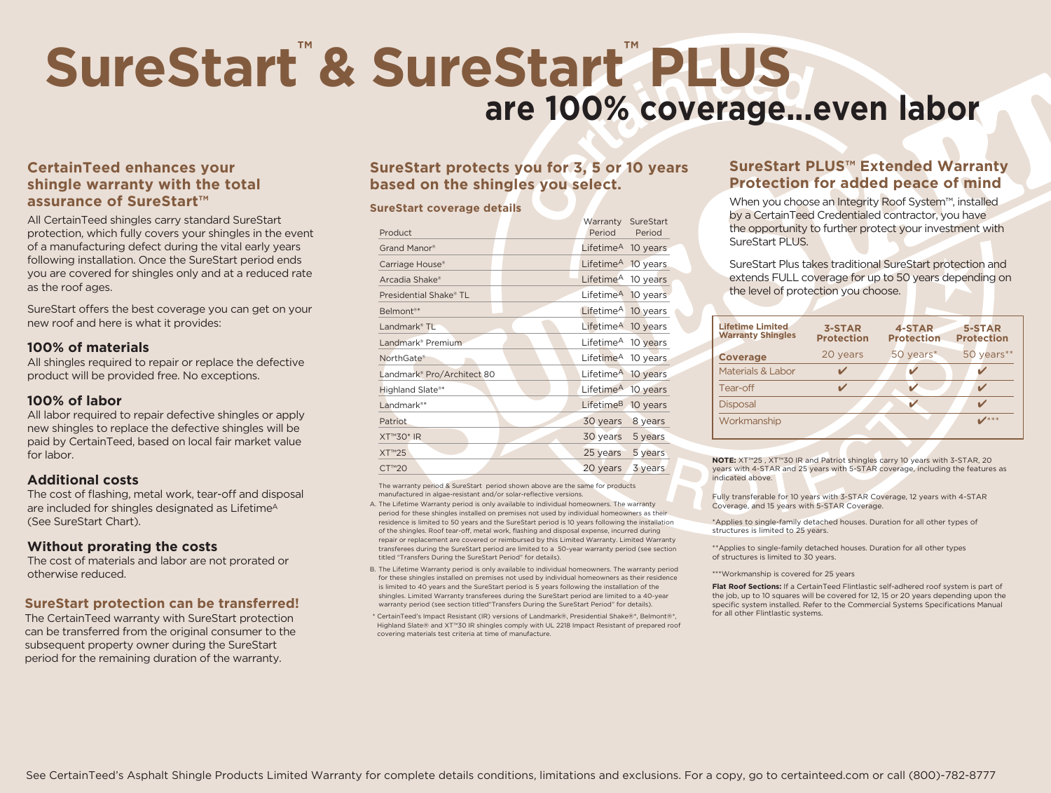# SureStart™ & SureStart™ PLUS are 100% coverage...even labor

## CertainTeed enhances your shingle warranty with the total assurance of SureStart™

All CertainTeed shingles carry standard SureStart protection, which fully covers your shingles in the event of a manufacturing defect during the vital early years following installation. Once the SureStart period ends you are covered for shingles only and at a reduced rate as the roof ages.

SureStart offers the best coverage you can get on your new roof and here is what it provides:

### 100% of materials

All shingles required to repair or replace the defective product will be provided free. No exceptions.

### 100% of labor

All labor required to repair defective shingles or apply new shingles to replace the defective shingles will be paid by CertainTeed, based on local fair market value for labor.

### Additional costs

The cost of flashing, metal work, tear-off and disposal are included for shingles designated as Lifetime^A (See SureStart Chart).

### Without prorating the costs

The cost of materials and labor are not prorated or otherwise reduced.

## SureStart protection can be transferred!

The CertainTeed warranty with SureStart protection can be transferred from the original consumer to the subsequent property owner during the SureStart period for the remaining duration of the warranty.

## SureStart protects you for 3, 5 or 10 years based on the shingles you select.

### SureStart coverage details

| Product | Warranty Period | SureStart Period |
|---|---|---|
| Grand Manor® | Lifetime^A | 10 years |
| Carriage House® | Lifetime^A | 10 years |
| Arcadia Shake® | Lifetime^A | 10 years |
| Presidential Shake® TL | Lifetime^A | 10 years |
| Belmont®* | Lifetime^A | 10 years |
| Landmark® TL | Lifetime^A | 10 years |
| Landmark® Premium | Lifetime^A | 10 years |
| NorthGate® | Lifetime^A | 10 years |
| Landmark® Pro/Architect 80 | Lifetime^A | 10 years |
| Highland Slate®* | Lifetime^A | 10 years |
| Landmark®* | Lifetime^B | 10 years |
| Patriot | 30 years | 8 years |
| XT™30* IR | 30 years | 5 years |
| XT™25 | 25 years | 5 years |
| CT™20 | 20 years | 3 years |

The warranty period & SureStart period shown above are the same for products manufactured in algae-resistant and/or solar-reflective versions.

A. The Lifetime Warranty period is only available to individual homeowners. The warranty period for these shingles installed on premises not used by individual homeowners as their residence is limited to 50 years and the SureStart period is 10 years following the installation of the shingles. Roof tear-off, metal work, flashing and disposal expense, incurred during repair or replacement are covered or reimbursed by this Limited Warranty. Limited Warranty transferees during the SureStart period are limited to a 50-year warranty period (see section titled "Transfers During the SureStart Period" for details).

B. The Lifetime Warranty period is only available to individual homeowners. The warranty period for these shingles installed on premises not used by individual homeowners as their residence is limited to 40 years and the SureStart period is 5 years following the installation of the shingles. Limited Warranty transferees during the SureStart period are limited to a 40-year warranty period (see section titled "Transfers During the SureStart Period" for details).

\* CertainTeed's Impact Resistant (IR) versions of Landmark®, Presidential Shake®*, Belmont®*, Highland Slate® and XT™30 IR shingles comply with UL 2218 Impact Resistant of prepared roof covering materials test criteria at time of manufacture.

## SureStart PLUS™ Extended Warranty Protection for added peace of mind

When you choose an Integrity Roof System™, installed by a CertainTeed Credentialed contractor, you have the opportunity to further protect your investment with SureStart PLUS.

SureStart Plus takes traditional SureStart protection and extends FULL coverage for up to 50 years depending on the level of protection you choose.

| Lifetime Limited Warranty Shingles | 3-STAR Protection | 4-STAR Protection | 5-STAR Protection |
|---|---|---|---|
| Coverage | 20 years | 50 years* | 50 years** |
| Materials & Labor | ✔ | ✔ | ✔ |
| Tear-off | ✔ | ✔ | ✔ |
| Disposal | | ✔ | ✔ |
| Workmanship | | | ✔*** |

**NOTE:** XT™25 , XT™30 IR and Patriot shingles carry 10 years with 3-STAR, 20 years with 4-STAR and 25 years with 5-STAR coverage, including the features as indicated above.

Fully transferable for 10 years with 3-STAR Coverage, 12 years with 4-STAR Coverage, and 15 years with 5-STAR Coverage.

\*Applies to single-family detached houses. Duration for all other types of structures is limited to 25 years.

\*\*Applies to single-family detached houses. Duration for all other types of structures is limited to 30 years.

\*\*\*Workmanship is covered for 25 years

**Flat Roof Sections:** If a CertainTeed Flintlastic self-adhered roof system is part of the job, up to 10 squares will be covered for 12, 15 or 20 years depending upon the specific system installed. Refer to the Commercial Systems Specifications Manual for all other Flintlastic systems.

See CertainTeed's Asphalt Shingle Products Limited Warranty for complete details conditions, limitations and exclusions. For a copy, go to certainteed.com or call (800)-782-8777